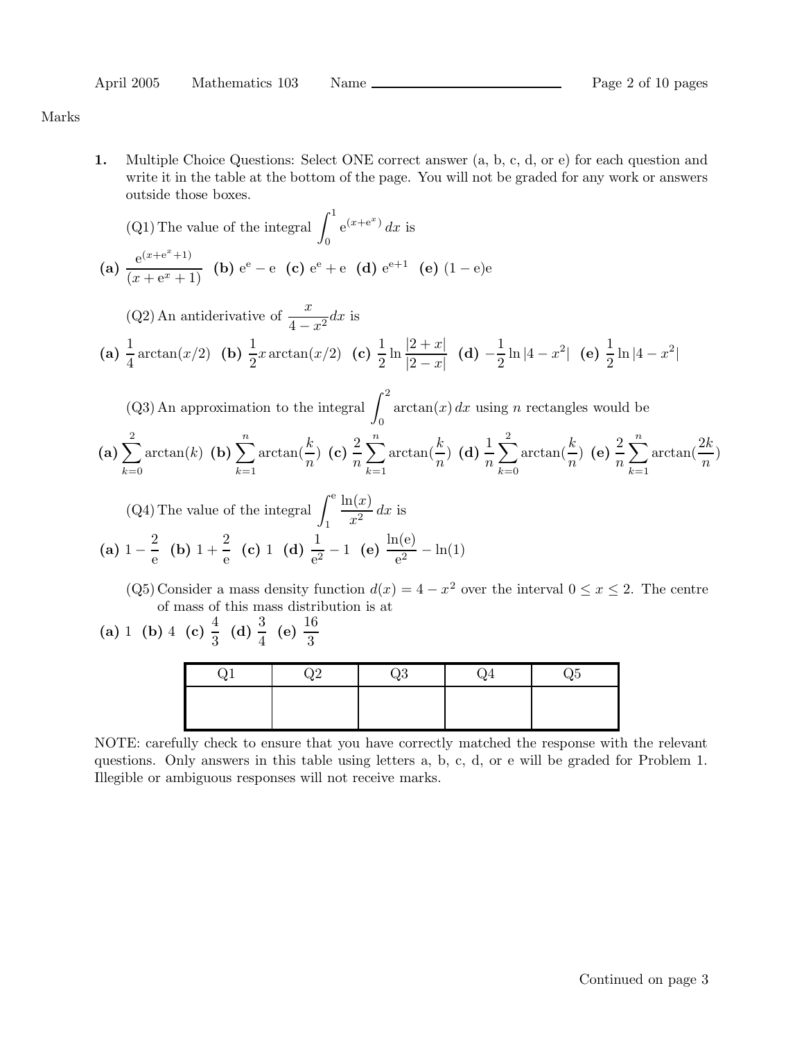Marks

**1.** Multiple Choice Questions: Select ONE correct answer (a, b, c, d, or e) for each question and write it in the table at the bottom of the page. You will not be graded for any work or answers outside those boxes.

(Q1) The value of the integral $\int_0^1 e^{(x+e^x)}\,dx$ is

**(a)** $\frac{e^{(x+e^x+1)}}{(x+e^x+1)}$ **(b)** $e^e - e$ **(c)** $e^e + e$ **(d)** $e^{e+1}$ **(e)** $(1-e)e$

(Q2) An antiderivative of $\frac{x}{4-x^2}dx$ is

**(a)** $\frac{1}{4}\arctan(x/2)$ **(b)** $\frac{1}{2}x\arctan(x/2)$ **(c)** $\frac{1}{2}\ln\frac{|2+x|}{|2-x|}$ **(d)** $-\frac{1}{2}\ln|4-x^2|$ **(e)** $\frac{1}{2}\ln|4-x^2|$

(Q3) An approximation to the integral $\int_0^2 \arctan(x)\,dx$ using $n$ rectangles would be

**(a)** $\sum_{k=0}^{2}\arctan(k)$ **(b)** $\sum_{k=1}^{n}\arctan(\frac{k}{n})$ **(c)** $\frac{2}{n}\sum_{k=1}^{n}\arctan(\frac{k}{n})$ **(d)** $\frac{1}{n}\sum_{k=0}^{2}\arctan(\frac{k}{n})$ **(e)** $\frac{2}{n}\sum_{k=1}^{n}\arctan(\frac{2k}{n})$

(Q4) The value of the integral $\int_1^e \frac{\ln(x)}{x^2}\,dx$ is

**(a)** $1-\frac{2}{e}$ **(b)** $1+\frac{2}{e}$ **(c)** $1$ **(d)** $\frac{1}{e^2}-1$ **(e)** $\frac{\ln(e)}{e^2}-\ln(1)$

(Q5) Consider a mass density function $d(x) = 4 - x^2$ over the interval $0 \le x \le 2$. The centre of mass of this mass distribution is at

**(a)** 1 **(b)** 4 **(c)** $\frac{4}{3}$ **(d)** $\frac{3}{4}$ **(e)** $\frac{16}{3}$

| Q1 | Q2 | Q3 | Q4 | Q5 |
| --- | --- | --- | --- | --- |
| | | | | |

NOTE: carefully check to ensure that you have correctly matched the response with the relevant questions. Only answers in this table using letters a, b, c, d, or e will be graded for Problem 1. Illegible or ambiguous responses will not receive marks.

Continued on page 3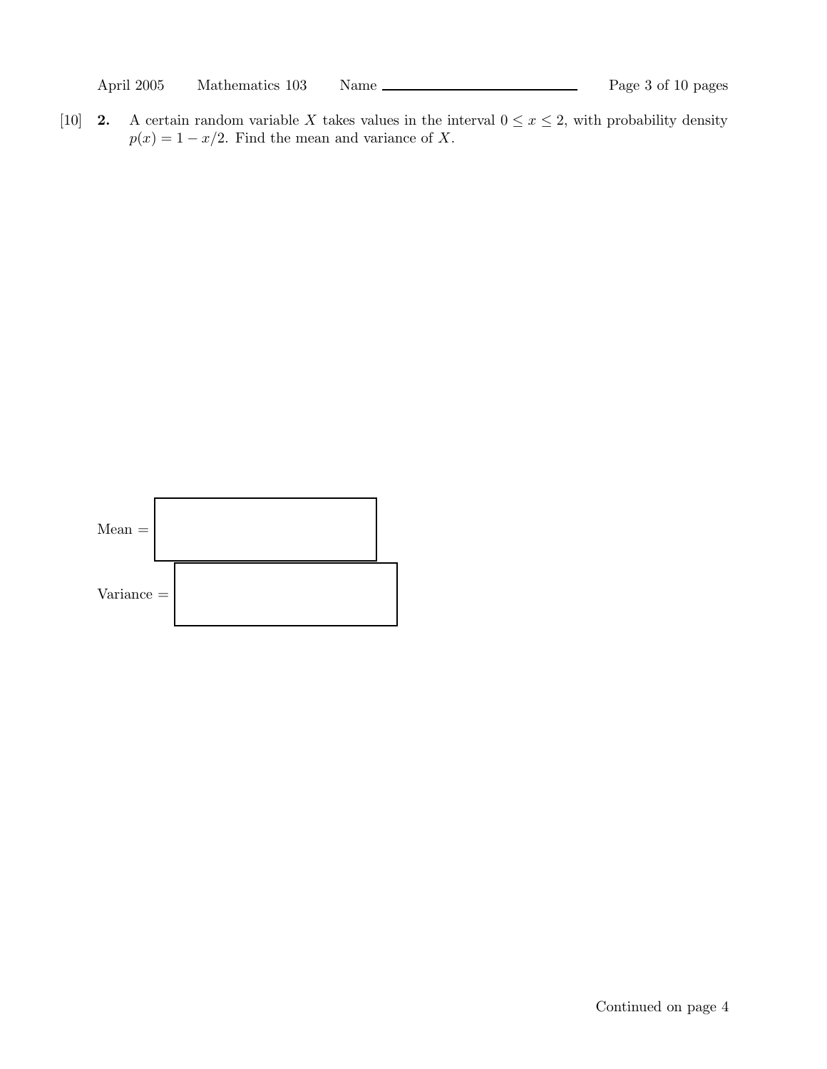[10] **2.** A certain random variable $X$ takes values in the interval $0 \le x \le 2$, with probability density $p(x) = 1 - x/2$. Find the mean and variance of $X$.

Mean = 

Variance = 

Continued on page 4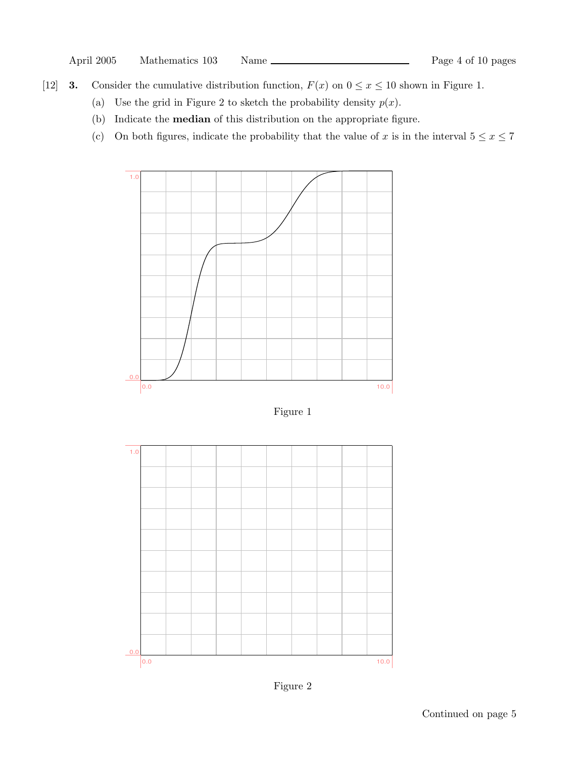[12] **3.** Consider the cumulative distribution function, $F(x)$ on $0 \leq x \leq 10$ shown in Figure 1.

(a) Use the grid in Figure 2 to sketch the probability density $p(x)$.

(b) Indicate the **median** of this distribution on the appropriate figure.

(c) On both figures, indicate the probability that the value of $x$ is in the interval $5 \leq x \leq 7$

Figure 1

Figure 2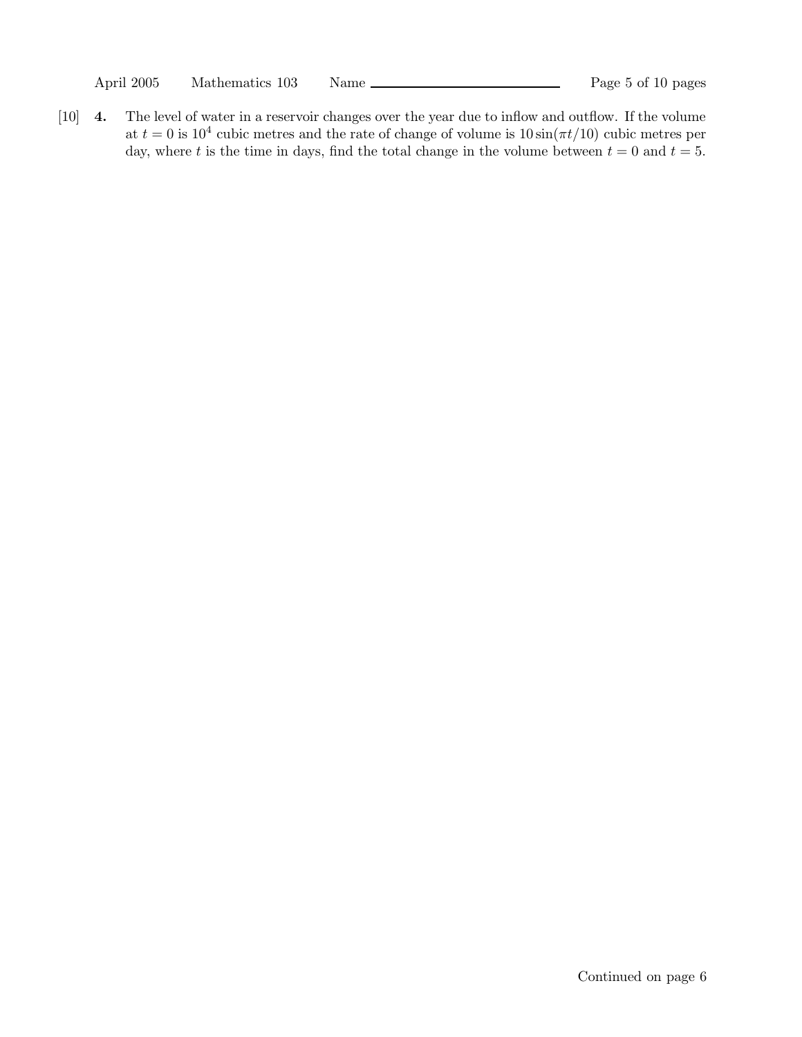[10] **4.** The level of water in a reservoir changes over the year due to inflow and outflow. If the volume at $t = 0$ is $10^4$ cubic metres and the rate of change of volume is $10\sin(\pi t/10)$ cubic metres per day, where $t$ is the time in days, find the total change in the volume between $t = 0$ and $t = 5$.

Continued on page 6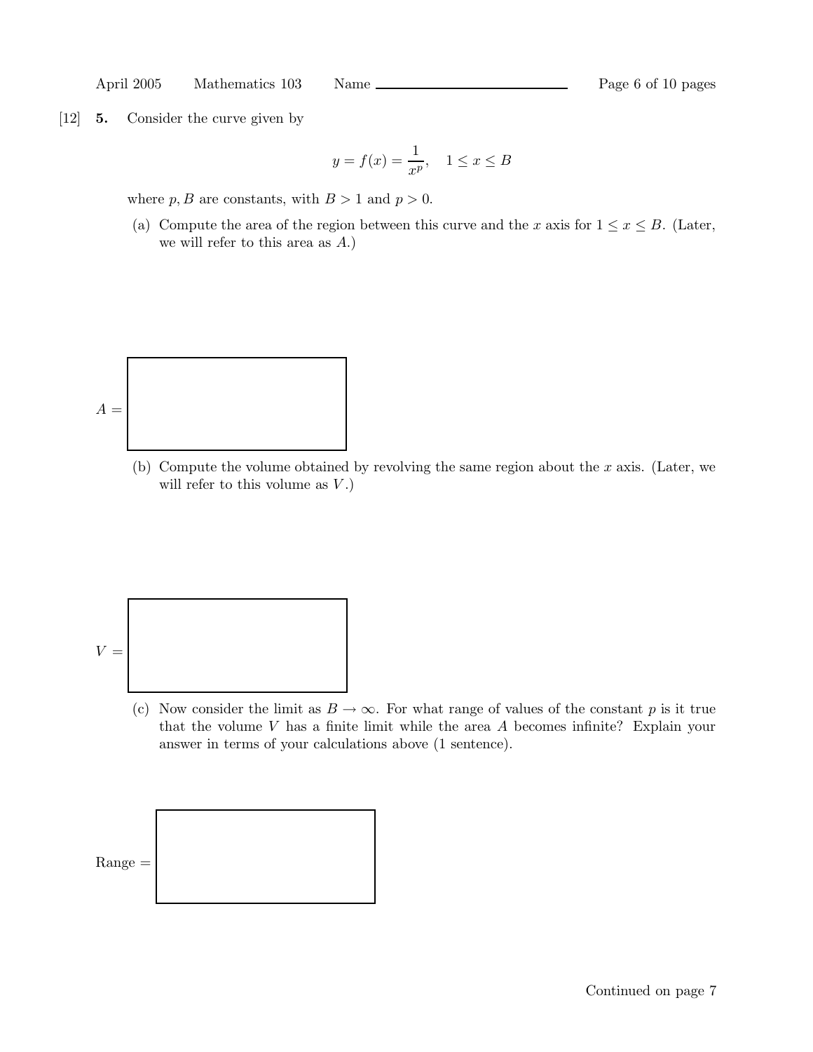[12] **5.** Consider the curve given by

$$y = f(x) = \frac{1}{x^p}, \quad 1 \le x \le B$$

where $p, B$ are constants, with $B > 1$ and $p > 0$.

(a) Compute the area of the region between this curve and the $x$ axis for $1 \le x \le B$. (Later, we will refer to this area as $A$.)

$A =$

(b) Compute the volume obtained by revolving the same region about the $x$ axis. (Later, we will refer to this volume as $V$.)

$V =$

(c) Now consider the limit as $B \to \infty$. For what range of values of the constant $p$ is it true that the volume $V$ has a finite limit while the area $A$ becomes infinite? Explain your answer in terms of your calculations above (1 sentence).

Range =

Continued on page 7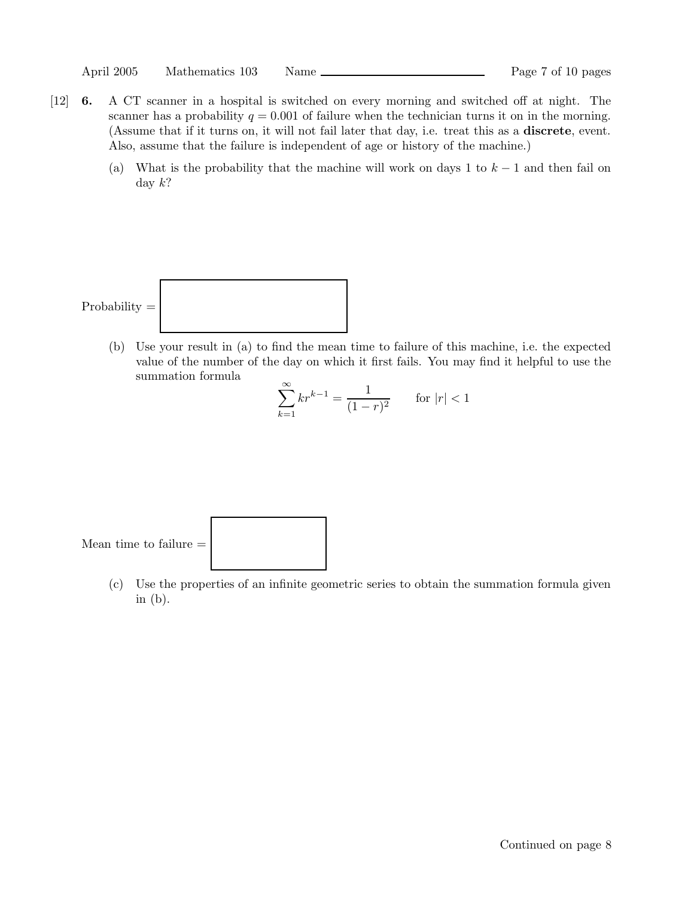[12] **6.** A CT scanner in a hospital is switched on every morning and switched off at night. The scanner has a probability $q = 0.001$ of failure when the technician turns it on in the morning. (Assume that if it turns on, it will not fail later that day, i.e. treat this as a **discrete**, event. Also, assume that the failure is independent of age or history of the machine.)

(a) What is the probability that the machine will work on days 1 to $k-1$ and then fail on day $k$?

Probability = 

(b) Use your result in (a) to find the mean time to failure of this machine, i.e. the expected value of the number of the day on which it first fails. You may find it helpful to use the summation formula

$$\sum_{k=1}^{\infty} k r^{k-1} = \frac{1}{(1-r)^2} \qquad \text{for } |r| < 1$$

Mean time to failure = 

(c) Use the properties of an infinite geometric series to obtain the summation formula given in (b).

Continued on page 8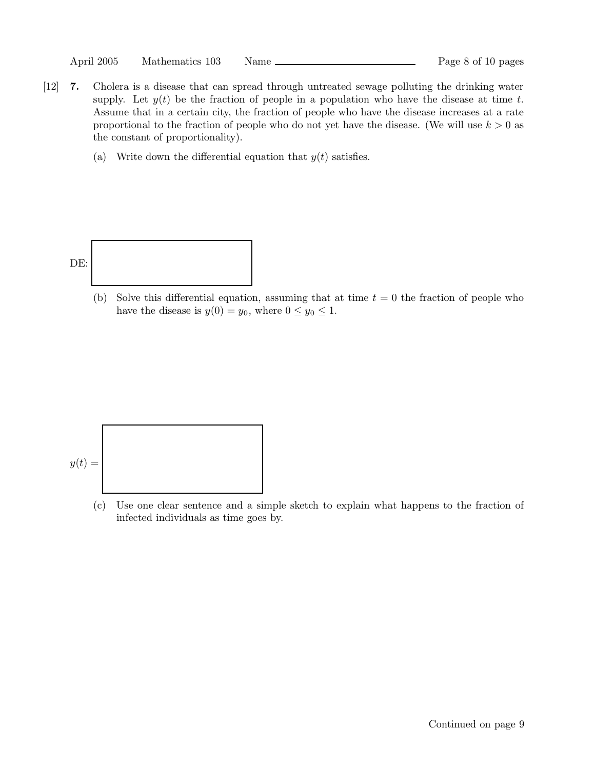[12] **7.** Cholera is a disease that can spread through untreated sewage polluting the drinking water supply. Let $y(t)$ be the fraction of people in a population who have the disease at time $t$. Assume that in a certain city, the fraction of people who have the disease increases at a rate proportional to the fraction of people who do not yet have the disease. (We will use $k > 0$ as the constant of proportionality).

(a) Write down the differential equation that $y(t)$ satisfies.

DE:

(b) Solve this differential equation, assuming that at time $t = 0$ the fraction of people who have the disease is $y(0) = y_0$, where $0 \leq y_0 \leq 1$.

$y(t) =$

(c) Use one clear sentence and a simple sketch to explain what happens to the fraction of infected individuals as time goes by.

Continued on page 9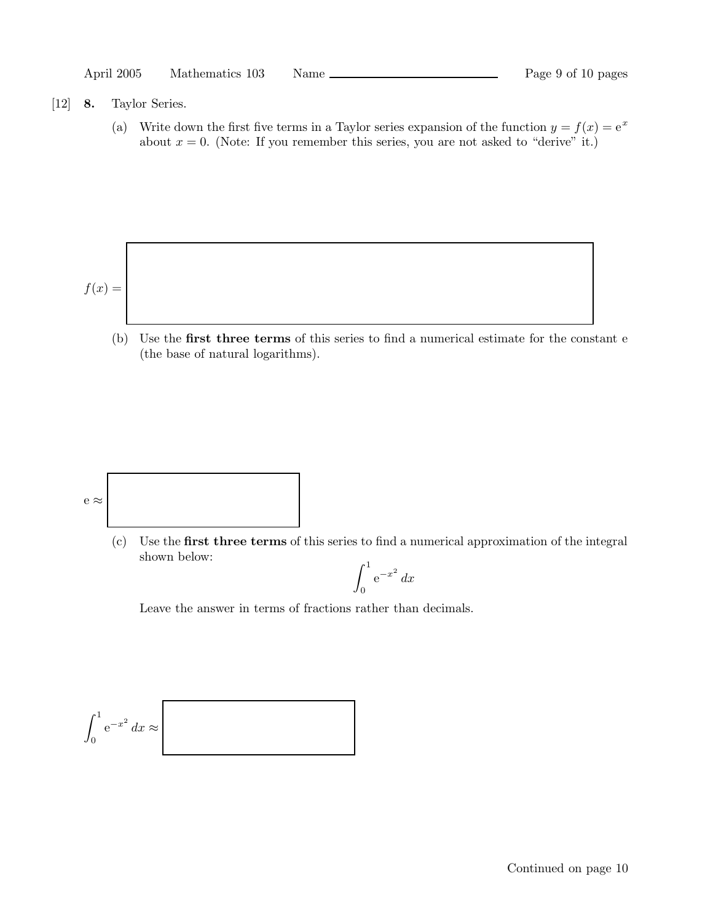[12] **8.** Taylor Series.

(a) Write down the first five terms in a Taylor series expansion of the function $y = f(x) = e^x$ about $x = 0$. (Note: If you remember this series, you are not asked to "derive" it.)

$f(x) =$

(b) Use the **first three terms** of this series to find a numerical estimate for the constant e (the base of natural logarithms).

$e \approx$

(c) Use the **first three terms** of this series to find a numerical approximation of the integral shown below:

$$\int_0^1 e^{-x^2}\, dx$$

Leave the answer in terms of fractions rather than decimals.

$\int_0^1 e^{-x^2}\, dx \approx$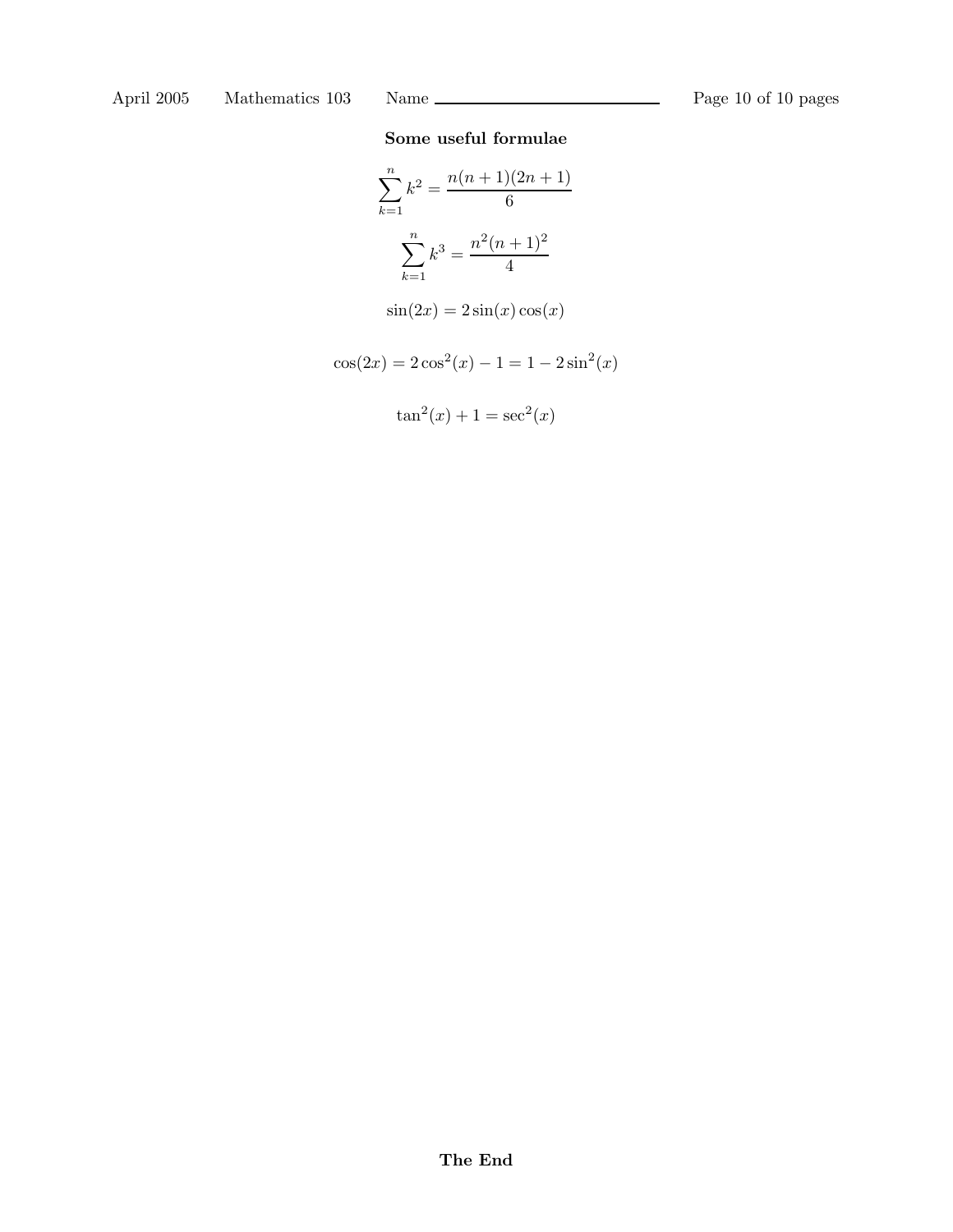**Some useful formulae**

$$\sum_{k=1}^{n} k^2 = \frac{n(n+1)(2n+1)}{6}$$

$$\sum_{k=1}^{n} k^3 = \frac{n^2(n+1)^2}{4}$$

$$\sin(2x) = 2\sin(x)\cos(x)$$

$$\cos(2x) = 2\cos^2(x) - 1 = 1 - 2\sin^2(x)$$

$$\tan^2(x) + 1 = \sec^2(x)$$

**The End**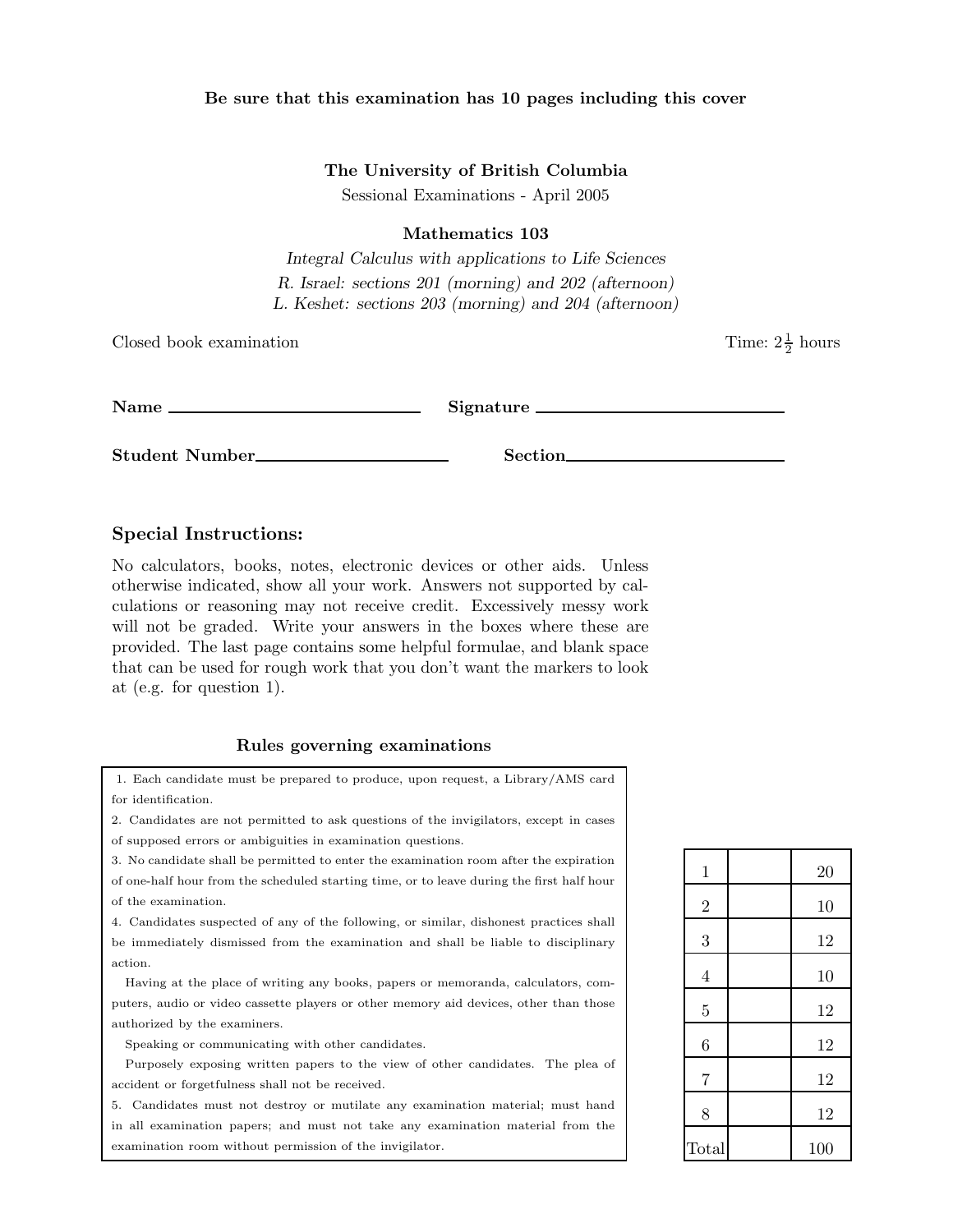**Be sure that this examination has 10 pages including this cover**

**The University of British Columbia**

Sessional Examinations - April 2005

**Mathematics 103**

*Integral Calculus with applications to Life Sciences*

*R. Israel: sections 201 (morning) and 202 (afternoon)*

*L. Keshet: sections 203 (morning) and 204 (afternoon)*

Closed book examination

Time: $2\frac{1}{2}$ hours

**Name** ____________________ **Signature** ____________________

**Student Number** ____________________ **Section** ____________________

### Special Instructions:

No calculators, books, notes, electronic devices or other aids. Unless otherwise indicated, show all your work. Answers not supported by calculations or reasoning may not receive credit. Excessively messy work will not be graded. Write your answers in the boxes where these are provided. The last page contains some helpful formulae, and blank space that can be used for rough work that you don't want the markers to look at (e.g. for question 1).

**Rules governing examinations**

1. Each candidate must be prepared to produce, upon request, a Library/AMS card for identification.

2. Candidates are not permitted to ask questions of the invigilators, except in cases of supposed errors or ambiguities in examination questions.

3. No candidate shall be permitted to enter the examination room after the expiration of one-half hour from the scheduled starting time, or to leave during the first half hour of the examination.

4. Candidates suspected of any of the following, or similar, dishonest practices shall be immediately dismissed from the examination and shall be liable to disciplinary action.

Having at the place of writing any books, papers or memoranda, calculators, computers, audio or video cassette players or other memory aid devices, other than those authorized by the examiners.

Speaking or communicating with other candidates.

Purposely exposing written papers to the view of other candidates. The plea of accident or forgetfulness shall not be received.

5. Candidates must not destroy or mutilate any examination material; must hand in all examination papers; and must not take any examination material from the examination room without permission of the invigilator.

| | | |
|---|---|---|
| 1 | | 20 |
| 2 | | 10 |
| 3 | | 12 |
| 4 | | 10 |
| 5 | | 12 |
| 6 | | 12 |
| 7 | | 12 |
| 8 | | 12 |
| Total | | 100 |